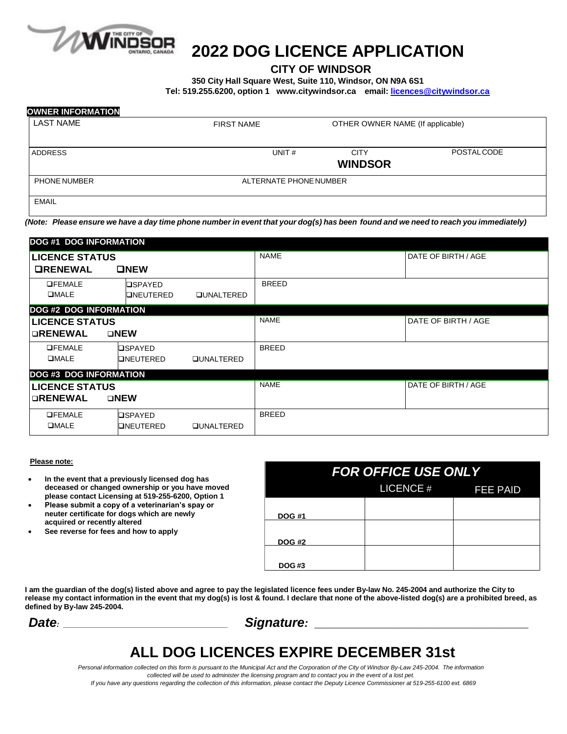THE CITY OF WINDSOR ONTARIO, CANADA

# 2022 DOG LICENCE APPLICATION

## CITY OF WINDSOR

**350 City Hall Square West, Suite 110, Windsor, ON N9A 6S1**

**Tel: 519.255.6200, option 1 www.citywindsor.ca email: licences@citywindsor.ca**

**OWNER INFORMATION**

| LAST NAME | FIRST NAME | OTHER OWNER NAME (If applicable) | |
|---|---|---|---|
| ADDRESS | UNIT # | CITY **WINDSOR** | POSTAL CODE |
| PHONE NUMBER | ALTERNATE PHONE NUMBER | | |
| EMAIL | | | |

***(Note: Please ensure we have a day time phone number in event that your dog(s) has been found and we need to reach you immediately)***

**DOG #1 DOG INFORMATION**

| **LICENCE STATUS** ❑**RENEWAL** ❑**NEW** | | | NAME | DATE OF BIRTH / AGE |
|---|---|---|---|---|
| ❑FEMALE ❑MALE | ❑SPAYED ❑NEUTERED | ❑UNALTERED | BREED | |

**DOG #2 DOG INFORMATION**

| **LICENCE STATUS** ❑**RENEWAL** ❑**NEW** | | | NAME | DATE OF BIRTH / AGE |
|---|---|---|---|---|
| ❑FEMALE ❑MALE | ❑SPAYED ❑NEUTERED | ❑UNALTERED | BREED | |

**DOG #3 DOG INFORMATION**

| **LICENCE STATUS** ❑**RENEWAL** ❑**NEW** | | | NAME | DATE OF BIRTH / AGE |
|---|---|---|---|---|
| ❑FEMALE ❑MALE | ❑SPAYED ❑NEUTERED | ❑UNALTERED | BREED | |

**Please note:**

- **In the event that a previously licensed dog has deceased or changed ownership or you have moved please contact Licensing at 519-255-6200, Option 1**
- **Please submit a copy of a veterinarian's spay or neuter certificate for dogs which are newly acquired or recently altered**
- **See reverse for fees and how to apply**

***FOR OFFICE USE ONLY***

| | LICENCE # | FEE PAID |
|---|---|---|
| **DOG #1** | | |
| **DOG #2** | | |
| **DOG #3** | | |

**I am the guardian of the dog(s) listed above and agree to pay the legislated licence fees under By-law No. 245-2004 and authorize the City to release my contact information in the event that my dog(s) is lost & found. I declare that none of the above-listed dog(s) are a prohibited breed, as defined by By-law 245-2004.**

***Date:*** ______________________________ ***Signature:*** ____________________________________

# ALL DOG LICENCES EXPIRE DECEMBER 31st

*Personal information collected on this form is pursuant to the Municipal Act and the Corporation of the City of Windsor By-Law 245-2004. The information collected will be used to administer the licensing program and to contact you in the event of a lost pet.*
*If you have any questions regarding the collection of this information, please contact the Deputy Licence Commissioner at 519-255-6100 ext. 6869*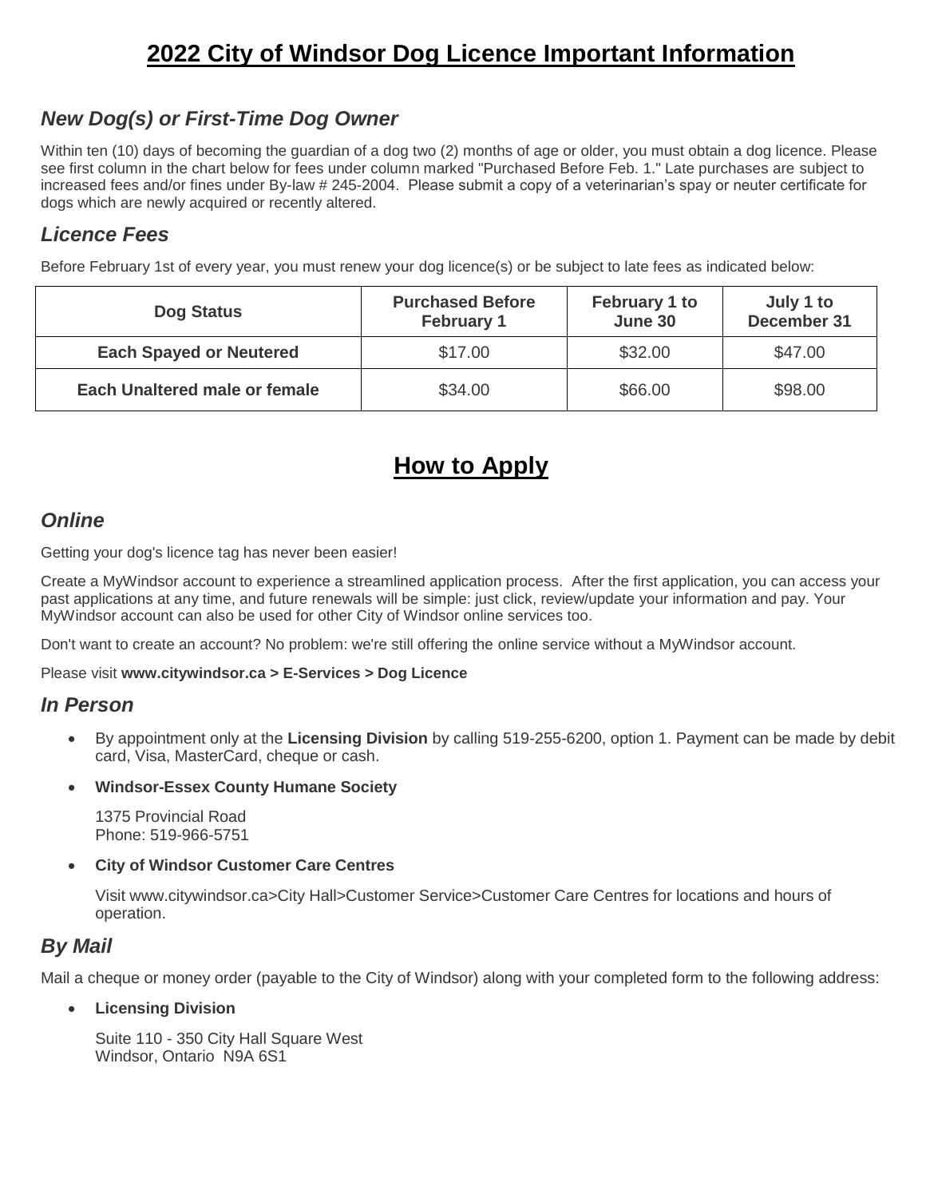# 2022 City of Windsor Dog Licence Important Information

## *New Dog(s) or First-Time Dog Owner*

Within ten (10) days of becoming the guardian of a dog two (2) months of age or older, you must obtain a dog licence. Please see first column in the chart below for fees under column marked "Purchased Before Feb. 1." Late purchases are subject to increased fees and/or fines under By-law # 245-2004. Please submit a copy of a veterinarian's spay or neuter certificate for dogs which are newly acquired or recently altered.

## *Licence Fees*

Before February 1st of every year, you must renew your dog licence(s) or be subject to late fees as indicated below:

| Dog Status | Purchased Before February 1 | February 1 to June 30 | July 1 to December 31 |
|---|---|---|---|
| **Each Spayed or Neutered** | $17.00 | $32.00 | $47.00 |
| **Each Unaltered male or female** | $34.00 | $66.00 | $98.00 |

# How to Apply

## *Online*

Getting your dog's licence tag has never been easier!

Create a MyWindsor account to experience a streamlined application process. After the first application, you can access your past applications at any time, and future renewals will be simple: just click, review/update your information and pay. Your MyWindsor account can also be used for other City of Windsor online services too.

Don't want to create an account? No problem: we're still offering the online service without a MyWindsor account.

Please visit **www.citywindsor.ca > E-Services > Dog Licence**

## *In Person*

- By appointment only at the **Licensing Division** by calling 519-255-6200, option 1. Payment can be made by debit card, Visa, MasterCard, cheque or cash.
- **Windsor-Essex County Humane Society**

  1375 Provincial Road
  Phone: 519-966-5751

- **City of Windsor Customer Care Centres**

  Visit www.citywindsor.ca>City Hall>Customer Service>Customer Care Centres for locations and hours of operation.

## *By Mail*

Mail a cheque or money order (payable to the City of Windsor) along with your completed form to the following address:

- **Licensing Division**

  Suite 110 - 350 City Hall Square West
  Windsor, Ontario N9A 6S1